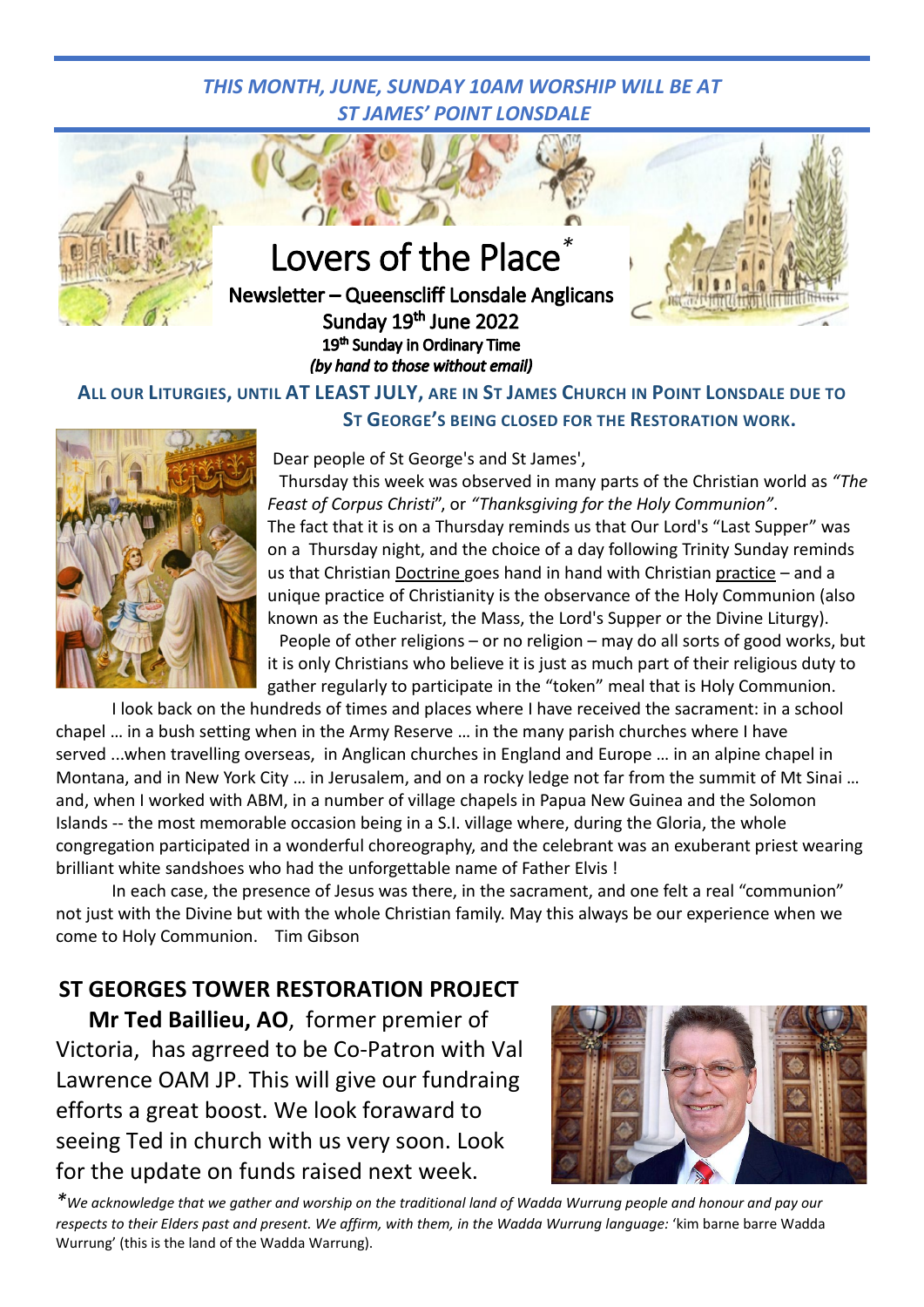*THIS MONTH, JUNE, SUNDAY 10AM WORSHIP WILL BE AT ST JAMES' POINT LONSDALE*

# Lovers of the Place*

**Newsletter – Queenscliff Lonsdale Anglicans**

**Sunday 19th June 2022**

**19th Sunday in Ordinary Time**

***(by hand to those without email)***

**ALL OUR LITURGIES, UNTIL AT LEAST JULY, ARE IN ST JAMES CHURCH IN POINT LONSDALE DUE TO ST GEORGE'S BEING CLOSED FOR THE RESTORATION WORK.**

Dear people of St George's and St James',

Thursday this week was observed in many parts of the Christian world as *"The Feast of Corpus Christi"*, or *"Thanksgiving for the Holy Communion"*. The fact that it is on a Thursday reminds us that Our Lord's "Last Supper" was on a Thursday night, and the choice of a day following Trinity Sunday reminds us that Christian Doctrine goes hand in hand with Christian practice – and a unique practice of Christianity is the observance of the Holy Communion (also known as the Eucharist, the Mass, the Lord's Supper or the Divine Liturgy).

People of other religions – or no religion – may do all sorts of good works, but it is only Christians who believe it is just as much part of their religious duty to gather regularly to participate in the "token" meal that is Holy Communion.

I look back on the hundreds of times and places where I have received the sacrament: in a school chapel … in a bush setting when in the Army Reserve … in the many parish churches where I have served ...when travelling overseas, in Anglican churches in England and Europe … in an alpine chapel in Montana, and in New York City … in Jerusalem, and on a rocky ledge not far from the summit of Mt Sinai … and, when I worked with ABM, in a number of village chapels in Papua New Guinea and the Solomon Islands -- the most memorable occasion being in a S.I. village where, during the Gloria, the whole congregation participated in a wonderful choreography, and the celebrant was an exuberant priest wearing brilliant white sandshoes who had the unforgettable name of Father Elvis !

In each case, the presence of Jesus was there, in the sacrament, and one felt a real "communion" not just with the Divine but with the whole Christian family. May this always be our experience when we come to Holy Communion. Tim Gibson

## ST GEORGES TOWER RESTORATION PROJECT

**Mr Ted Baillieu, AO**, former premier of Victoria, has agrreed to be Co-Patron with Val Lawrence OAM JP. This will give our fundraing efforts a great boost. We look foraward to seeing Ted in church with us very soon. Look for the update on funds raised next week.

**\****We acknowledge that we gather and worship on the traditional land of Wadda Wurrung people and honour and pay our respects to their Elders past and present. We affirm, with them, in the Wadda Wurrung language:* 'kim barne barre Wadda Wurrung' (this is the land of the Wadda Warrung).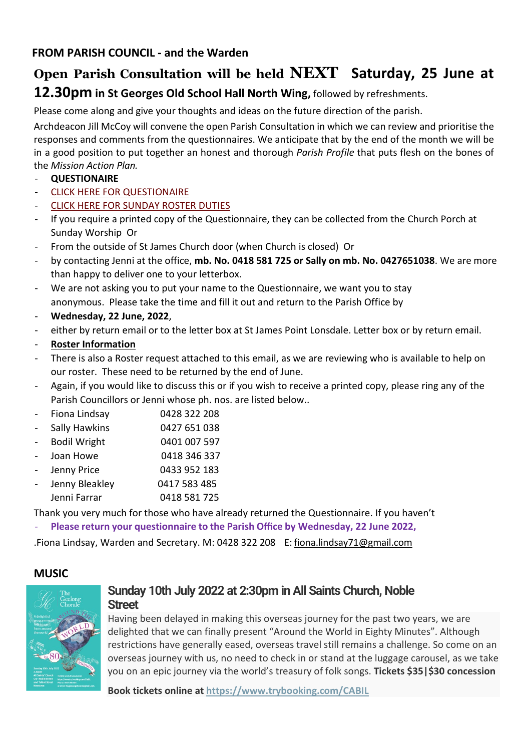## FROM PARISH COUNCIL - and the Warden

# Open Parish Consultation will be held NEXT Saturday, 25 June at 12.30pm in St Georges Old School Hall North Wing, followed by refreshments.

Please come along and give your thoughts and ideas on the future direction of the parish.

Archdeacon Jill McCoy will convene the open Parish Consultation in which we can review and prioritise the responses and comments from the questionnaires. We anticipate that by the end of the month we will be in a good position to put together an honest and thorough *Parish Profile* that puts flesh on the bones of the *Mission Action Plan.*

- **QUESTIONAIRE**
- CLICK HERE FOR QUESTIONAIRE
- CLICK HERE FOR SUNDAY ROSTER DUTIES
- If you require a printed copy of the Questionnaire, they can be collected from the Church Porch at Sunday Worship Or
- From the outside of St James Church door (when Church is closed) Or
- by contacting Jenni at the office, **mb. No. 0418 581 725 or Sally on mb. No. 0427651038**. We are more than happy to deliver one to your letterbox.
- We are not asking you to put your name to the Questionnaire, we want you to stay anonymous. Please take the time and fill it out and return to the Parish Office by
- **Wednesday, 22 June, 2022**,
- either by return email or to the letter box at St James Point Lonsdale. Letter box or by return email.
- **Roster Information**
- There is also a Roster request attached to this email, as we are reviewing who is available to help on our roster. These need to be returned by the end of June.
- Again, if you would like to discuss this or if you wish to receive a printed copy, please ring any of the Parish Councillors or Jenni whose ph. nos. are listed below..
- Fiona Lindsay 0428 322 208
- Sally Hawkins 0427 651 038
- Bodil Wright 0401 007 597
- Joan Howe 0418 346 337
- Jenny Price 0433 952 183
- Jenny Bleakley 0417 583 485

Jenni Farrar 0418 581 725

Thank you very much for those who have already returned the Questionnaire. If you haven't

- **Please return your questionnaire to the Parish Office by Wednesday, 22 June 2022,**

.Fiona Lindsay, Warden and Secretary. M: 0428 322 208 E: fiona.lindsay71@gmail.com

## MUSIC

### Sunday 10th July 2022 at 2:30pm in All Saints Church, Noble Street

Having been delayed in making this overseas journey for the past two years, we are delighted that we can finally present "Around the World in Eighty Minutes". Although restrictions have generally eased, overseas travel still remains a challenge. So come on an overseas journey with us, no need to check in or stand at the luggage carousel, as we take you on an epic journey via the world's treasury of folk songs. **Tickets $35|$30 concession**

**Book tickets online at** https://www.trybooking.com/CABIL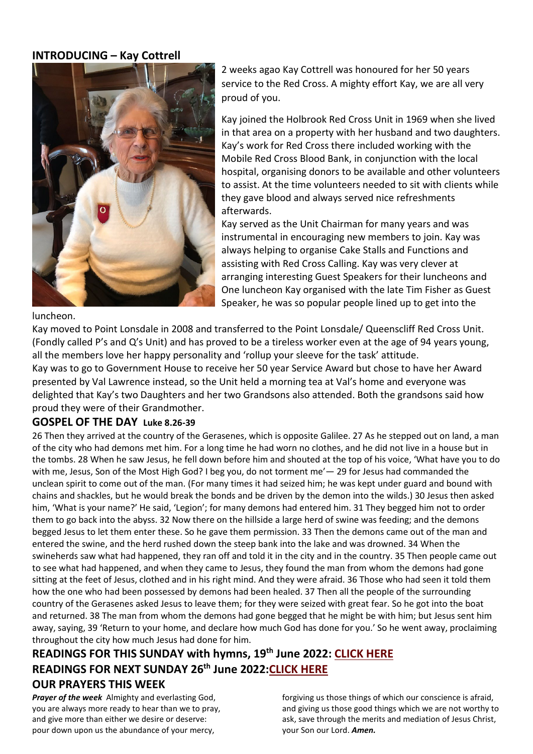## INTRODUCING – Kay Cottrell

2 weeks agao Kay Cottrell was honoured for her 50 years service to the Red Cross. A mighty effort Kay, we are all very proud of you.

Kay joined the Holbrook Red Cross Unit in 1969 when she lived in that area on a property with her husband and two daughters. Kay's work for Red Cross there included working with the Mobile Red Cross Blood Bank, in conjunction with the local hospital, organising donors to be available and other volunteers to assist. At the time volunteers needed to sit with clients while they gave blood and always served nice refreshments afterwards.

Kay served as the Unit Chairman for many years and was instrumental in encouraging new members to join. Kay was always helping to organise Cake Stalls and Functions and assisting with Red Cross Calling. Kay was very clever at arranging interesting Guest Speakers for their luncheons and One luncheon Kay organised with the late Tim Fisher as Guest Speaker, he was so popular people lined up to get into the luncheon.

Kay moved to Point Lonsdale in 2008 and transferred to the Point Lonsdale/ Queenscliff Red Cross Unit. (Fondly called P's and Q's Unit) and has proved to be a tireless worker even at the age of 94 years young, all the members love her happy personality and 'rollup your sleeve for the task' attitude.

Kay was to go to Government House to receive her 50 year Service Award but chose to have her Award presented by Val Lawrence instead, so the Unit held a morning tea at Val's home and everyone was delighted that Kay's two Daughters and her two Grandsons also attended. Both the grandsons said how proud they were of their Grandmother.

## GOSPEL OF THE DAY Luke 8.26-39

26 Then they arrived at the country of the Gerasenes, which is opposite Galilee. 27 As he stepped out on land, a man of the city who had demons met him. For a long time he had worn no clothes, and he did not live in a house but in the tombs. 28 When he saw Jesus, he fell down before him and shouted at the top of his voice, 'What have you to do with me, Jesus, Son of the Most High God? I beg you, do not torment me'— 29 for Jesus had commanded the unclean spirit to come out of the man. (For many times it had seized him; he was kept under guard and bound with chains and shackles, but he would break the bonds and be driven by the demon into the wilds.) 30 Jesus then asked him, 'What is your name?' He said, 'Legion'; for many demons had entered him. 31 They begged him not to order them to go back into the abyss. 32 Now there on the hillside a large herd of swine was feeding; and the demons begged Jesus to let them enter these. So he gave them permission. 33 Then the demons came out of the man and entered the swine, and the herd rushed down the steep bank into the lake and was drowned. 34 When the swineherds saw what had happened, they ran off and told it in the city and in the country. 35 Then people came out to see what had happened, and when they came to Jesus, they found the man from whom the demons had gone sitting at the feet of Jesus, clothed and in his right mind. And they were afraid. 36 Those who had seen it told them how the one who had been possessed by demons had been healed. 37 Then all the people of the surrounding country of the Gerasenes asked Jesus to leave them; for they were seized with great fear. So he got into the boat and returned. 38 The man from whom the demons had gone begged that he might be with him; but Jesus sent him away, saying, 39 'Return to your home, and declare how much God has done for you.' So he went away, proclaiming throughout the city how much Jesus had done for him.

## READINGS FOR THIS SUNDAY with hymns, 19th June 2022: CLICK HERE

## READINGS FOR NEXT SUNDAY 26th June 2022:CLICK HERE

## OUR PRAYERS THIS WEEK

***Prayer of the week*** Almighty and everlasting God, you are always more ready to hear than we to pray, and give more than either we desire or deserve: pour down upon us the abundance of your mercy, forgiving us those things of which our conscience is afraid, and giving us those good things which we are not worthy to ask, save through the merits and mediation of Jesus Christ, your Son our Lord. ***Amen.***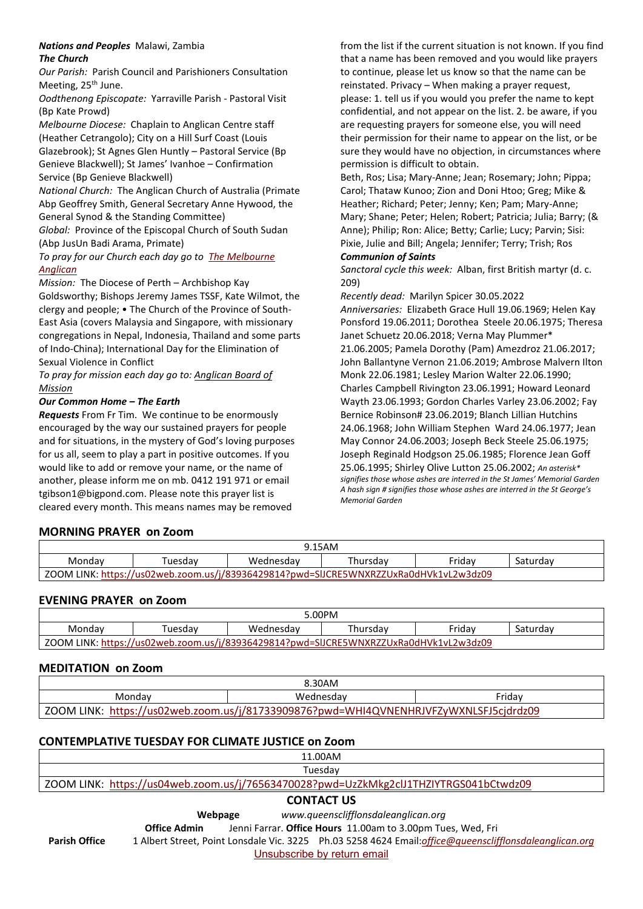***Nations and Peoples*** Malawi, Zambia

***The Church***

*Our Parish:* Parish Council and Parishioners Consultation Meeting, 25th June.

*Oodthenong Episcopate:* Yarraville Parish - Pastoral Visit (Bp Kate Prowd)

*Melbourne Diocese:* Chaplain to Anglican Centre staff (Heather Cetrangolo); City on a Hill Surf Coast (Louis Glazebrook); St Agnes Glen Huntly – Pastoral Service (Bp Genieve Blackwell); St James' Ivanhoe – Confirmation Service (Bp Genieve Blackwell)

*National Church:* The Anglican Church of Australia (Primate Abp Geoffrey Smith, General Secretary Anne Hywood, the General Synod & the Standing Committee)

*Global:* Province of the Episcopal Church of South Sudan (Abp JusUn Badi Arama, Primate)

*To pray for our Church each day go to* *The Melbourne Anglican*

*Mission:* The Diocese of Perth – Archbishop Kay Goldsworthy; Bishops Jeremy James TSSF, Kate Wilmot, the clergy and people; • The Church of the Province of South-East Asia (covers Malaysia and Singapore, with missionary congregations in Nepal, Indonesia, Thailand and some parts of Indo-China); International Day for the Elimination of Sexual Violence in Conflict

*To pray for mission each day go to:* *Anglican Board of Mission*

***Our Common Home – The Earth***

***Requests*** From Fr Tim. We continue to be enormously encouraged by the way our sustained prayers for people and for situations, in the mystery of God's loving purposes for us all, seem to play a part in positive outcomes. If you would like to add or remove your name, or the name of another, please inform me on mb. 0412 191 971 or email tgibson1@bigpond.com. Please note this prayer list is cleared every month. This means names may be removed from the list if the current situation is not known. If you find that a name has been removed and you would like prayers to continue, please let us know so that the name can be reinstated. Privacy – When making a prayer request, please: 1. tell us if you would you prefer the name to kept confidential, and not appear on the list. 2. be aware, if you are requesting prayers for someone else, you will need their permission for their name to appear on the list, or be sure they would have no objection, in circumstances where permission is difficult to obtain.

Beth, Ros; Lisa; Mary-Anne; Jean; Rosemary; John; Pippa; Carol; Thataw Kunoo; Zion and Doni Htoo; Greg; Mike & Heather; Richard; Peter; Jenny; Ken; Pam; Mary-Anne; Mary; Shane; Peter; Helen; Robert; Patricia; Julia; Barry; (& Anne); Philip; Ron: Alice; Betty; Carlie; Lucy; Parvin; Sisi: Pixie, Julie and Bill; Angela; Jennifer; Terry; Trish; Ros

***Communion of Saints***

*Sanctoral cycle this week:* Alban, first British martyr (d. c. 209)

*Recently dead:* Marilyn Spicer 30.05.2022

*Anniversaries:* Elizabeth Grace Hull 19.06.1969; Helen Kay Ponsford 19.06.2011; Dorothea Steele 20.06.1975; Theresa Janet Schuetz 20.06.2018; Verna May Plummer* 21.06.2005; Pamela Dorothy (Pam) Amezdroz 21.06.2017; John Ballantyne Vernon 21.06.2019; Ambrose Malvern Ilton Monk 22.06.1981; Lesley Marion Walter 22.06.1990; Charles Campbell Rivington 23.06.1991; Howard Leonard Wayth 23.06.1993; Gordon Charles Varley 23.06.2002; Fay Bernice Robinson# 23.06.2019; Blanch Lillian Hutchins 24.06.1968; John William Stephen Ward 24.06.1977; Jean May Connor 24.06.2003; Joseph Beck Steele 25.06.1975; Joseph Reginald Hodgson 25.06.1985; Florence Jean Goff 25.06.1995; Shirley Olive Lutton 25.06.2002; *An asterisk* signifies those whose ashes are interred in the St James' Memorial Garden A hash sign # signifies those whose ashes are interred in the St George's Memorial Garden*

## MORNING PRAYER on Zoom

| 9.15AM | | | | | |
|---|---|---|---|---|---|
| Monday | Tuesday | Wednesday | Thursday | Friday | Saturday |
| ZOOM LINK: https://us02web.zoom.us/j/83936429814?pwd=SlJCRE5WNXRZZUxRa0dHVk1vL2w3dz09 | | | | | |

## EVENING PRAYER on Zoom

| 5.00PM | | | | | |
|---|---|---|---|---|---|
| Monday | Tuesday | Wednesday | Thursday | Friday | Saturday |
| ZOOM LINK: https://us02web.zoom.us/j/83936429814?pwd=SlJCRE5WNXRZZUxRa0dHVk1vL2w3dz09 | | | | | |

## MEDITATION on Zoom

| 8.30AM | | |
|---|---|---|
| Monday | Wednesday | Friday |
| ZOOM LINK: https://us02web.zoom.us/j/81733909876?pwd=WHI4QVNENHRJVFZyWXNLSFJ5cjdrdz09 | | |

## CONTEMPLATIVE TUESDAY FOR CLIMATE JUSTICE on Zoom

| 11.00AM |
|---|
| Tuesday |
| ZOOM LINK: https://us04web.zoom.us/j/76563470028?pwd=UzZkMkg2clJ1THZIYTRGS041bCtwdz09 |

## CONTACT US

**Webpage** *www.queenscliffflonsdaleanglican.org*

**Office Admin** Jenni Farrar. **Office Hours** 11.00am to 3.00pm Tues, Wed, Fri

**Parish Office** 1 Albert Street, Point Lonsdale Vic. 3225 Ph.03 5258 4624 Email:*office@queenscliffflonsdaleanglican.org*

Unsubscribe by return email